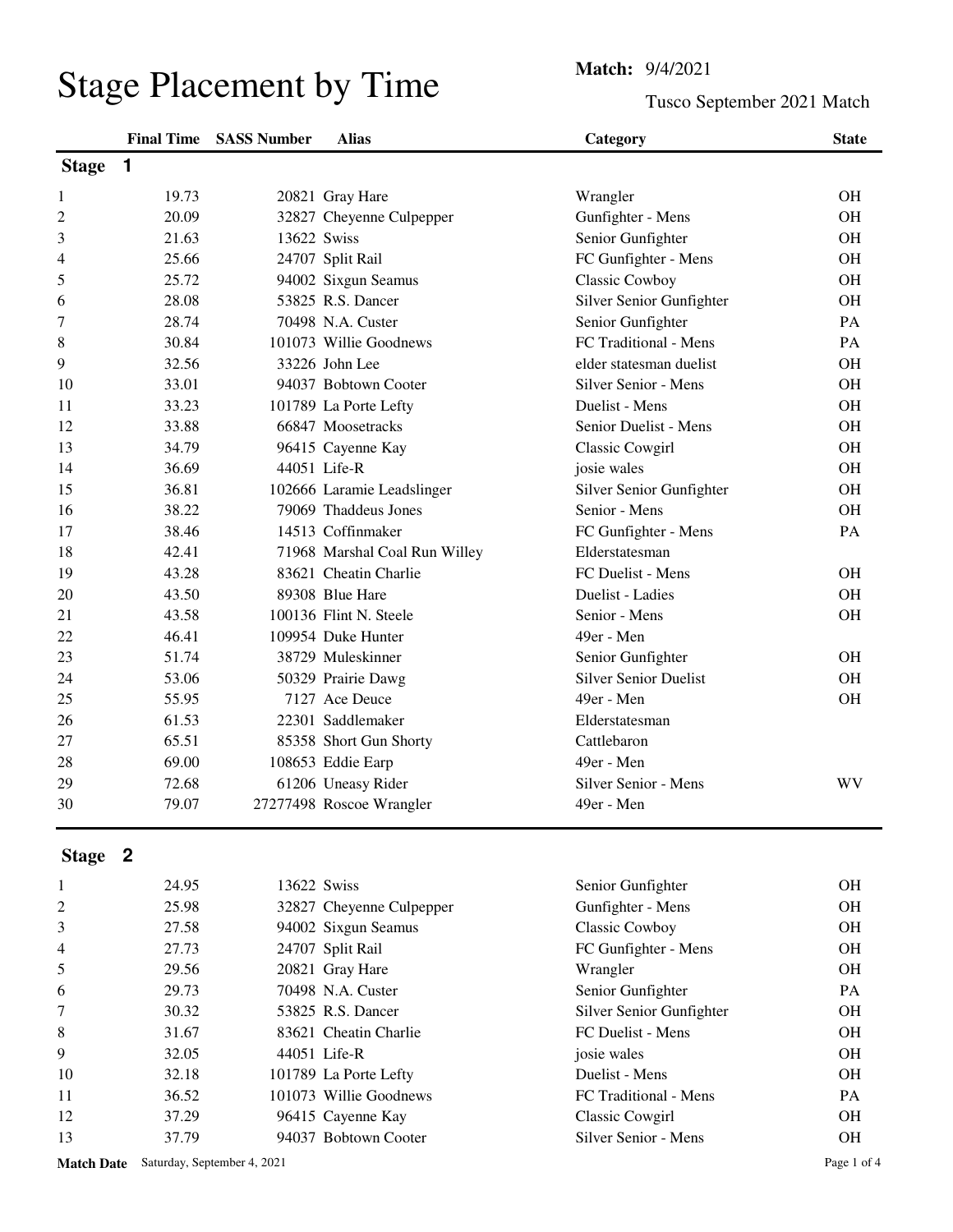# Stage Placement by Time

**Match:** 9/4/2021

Tusco September 2021 Match

## Stage 1

| | Final Time | SASS Number | Alias | Category | State |
|---|---|---|---|---|---|
| 1 | 19.73 | 20821 | Gray Hare | Wrangler | OH |
| 2 | 20.09 | 32827 | Cheyenne Culpepper | Gunfighter - Mens | OH |
| 3 | 21.63 | 13622 | Swiss | Senior Gunfighter | OH |
| 4 | 25.66 | 24707 | Split Rail | FC Gunfighter - Mens | OH |
| 5 | 25.72 | 94002 | Sixgun Seamus | Classic Cowboy | OH |
| 6 | 28.08 | 53825 | R.S. Dancer | Silver Senior Gunfighter | OH |
| 7 | 28.74 | 70498 | N.A. Custer | Senior Gunfighter | PA |
| 8 | 30.84 | 101073 | Willie Goodnews | FC Traditional - Mens | PA |
| 9 | 32.56 | 33226 | John Lee | elder statesman duelist | OH |
| 10 | 33.01 | 94037 | Bobtown Cooter | Silver Senior - Mens | OH |
| 11 | 33.23 | 101789 | La Porte Lefty | Duelist - Mens | OH |
| 12 | 33.88 | 66847 | Moosetracks | Senior Duelist - Mens | OH |
| 13 | 34.79 | 96415 | Cayenne Kay | Classic Cowgirl | OH |
| 14 | 36.69 | 44051 | Life-R | josie wales | OH |
| 15 | 36.81 | 102666 | Laramie Leadslinger | Silver Senior Gunfighter | OH |
| 16 | 38.22 | 79069 | Thaddeus Jones | Senior - Mens | OH |
| 17 | 38.46 | 14513 | Coffinmaker | FC Gunfighter - Mens | PA |
| 18 | 42.41 | 71968 | Marshal Coal Run Willey | Elderstatesman | |
| 19 | 43.28 | 83621 | Cheatin Charlie | FC Duelist - Mens | OH |
| 20 | 43.50 | 89308 | Blue Hare | Duelist - Ladies | OH |
| 21 | 43.58 | 100136 | Flint N. Steele | Senior - Mens | OH |
| 22 | 46.41 | 109954 | Duke Hunter | 49er - Men | |
| 23 | 51.74 | 38729 | Muleskinner | Senior Gunfighter | OH |
| 24 | 53.06 | 50329 | Prairie Dawg | Silver Senior Duelist | OH |
| 25 | 55.95 | 7127 | Ace Deuce | 49er - Men | OH |
| 26 | 61.53 | 22301 | Saddlemaker | Elderstatesman | |
| 27 | 65.51 | 85358 | Short Gun Shorty | Cattlebaron | |
| 28 | 69.00 | 108653 | Eddie Earp | 49er - Men | |
| 29 | 72.68 | 61206 | Uneasy Rider | Silver Senior - Mens | WV |
| 30 | 79.07 | 27277498 | Roscoe Wrangler | 49er - Men | |

## Stage 2

| | Final Time | SASS Number | Alias | Category | State |
|---|---|---|---|---|---|
| 1 | 24.95 | 13622 | Swiss | Senior Gunfighter | OH |
| 2 | 25.98 | 32827 | Cheyenne Culpepper | Gunfighter - Mens | OH |
| 3 | 27.58 | 94002 | Sixgun Seamus | Classic Cowboy | OH |
| 4 | 27.73 | 24707 | Split Rail | FC Gunfighter - Mens | OH |
| 5 | 29.56 | 20821 | Gray Hare | Wrangler | OH |
| 6 | 29.73 | 70498 | N.A. Custer | Senior Gunfighter | PA |
| 7 | 30.32 | 53825 | R.S. Dancer | Silver Senior Gunfighter | OH |
| 8 | 31.67 | 83621 | Cheatin Charlie | FC Duelist - Mens | OH |
| 9 | 32.05 | 44051 | Life-R | josie wales | OH |
| 10 | 32.18 | 101789 | La Porte Lefty | Duelist - Mens | OH |
| 11 | 36.52 | 101073 | Willie Goodnews | FC Traditional - Mens | PA |
| 12 | 37.29 | 96415 | Cayenne Kay | Classic Cowgirl | OH |
| 13 | 37.79 | 94037 | Bobtown Cooter | Silver Senior - Mens | OH |

**Match Date** Saturday, September 4, 2021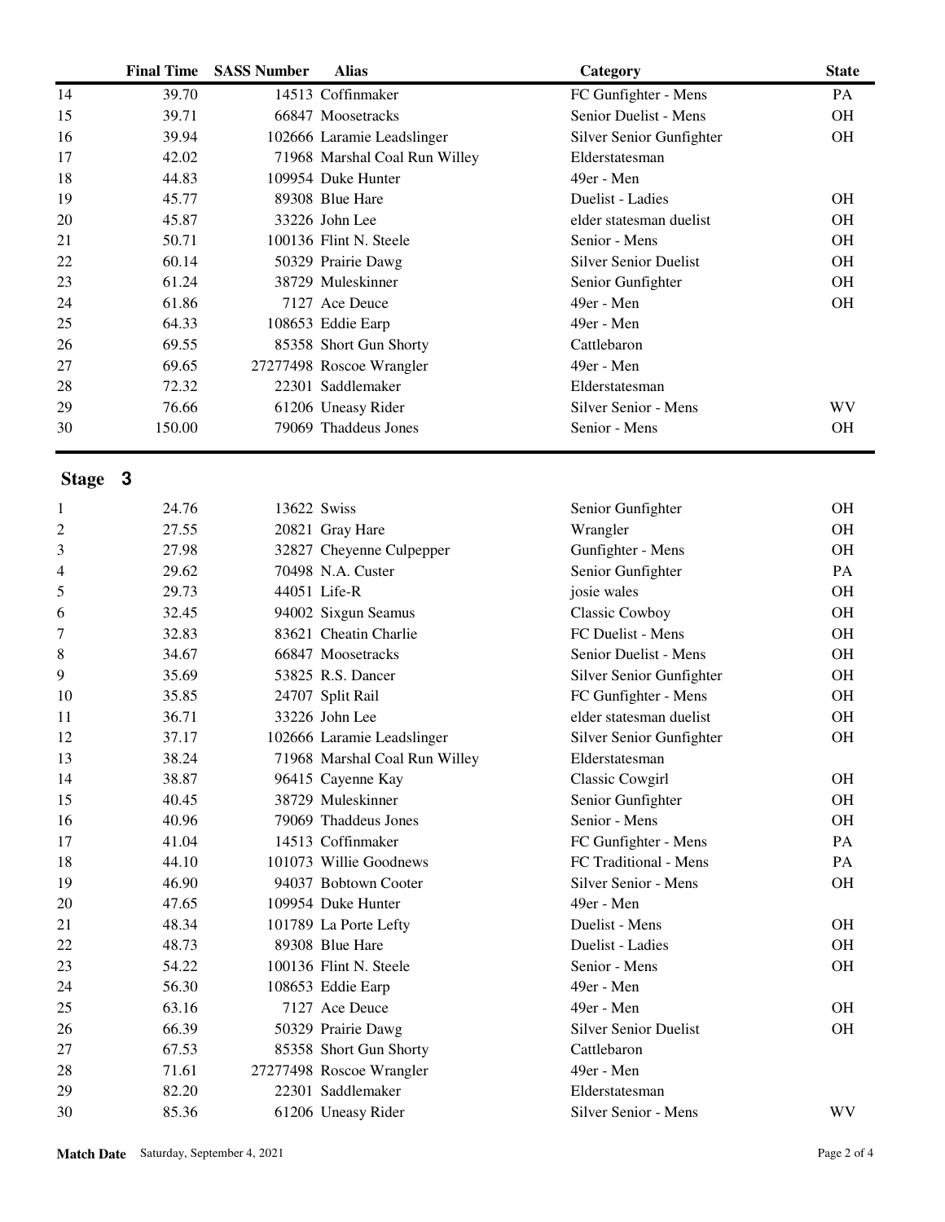| | Final Time | SASS Number | Alias | Category | State |
|---|---|---|---|---|---|
| 14 | 39.70 | 14513 | Coffinmaker | FC Gunfighter - Mens | PA |
| 15 | 39.71 | 66847 | Moosetracks | Senior Duelist - Mens | OH |
| 16 | 39.94 | 102666 | Laramie Leadslinger | Silver Senior Gunfighter | OH |
| 17 | 42.02 | 71968 | Marshal Coal Run Willey | Elderstatesman | |
| 18 | 44.83 | 109954 | Duke Hunter | 49er - Men | |
| 19 | 45.77 | 89308 | Blue Hare | Duelist - Ladies | OH |
| 20 | 45.87 | 33226 | John Lee | elder statesman duelist | OH |
| 21 | 50.71 | 100136 | Flint N. Steele | Senior - Mens | OH |
| 22 | 60.14 | 50329 | Prairie Dawg | Silver Senior Duelist | OH |
| 23 | 61.24 | 38729 | Muleskinner | Senior Gunfighter | OH |
| 24 | 61.86 | 7127 | Ace Deuce | 49er - Men | OH |
| 25 | 64.33 | 108653 | Eddie Earp | 49er - Men | |
| 26 | 69.55 | 85358 | Short Gun Shorty | Cattlebaron | |
| 27 | 69.65 | 27277498 | Roscoe Wrangler | 49er - Men | |
| 28 | 72.32 | 22301 | Saddlemaker | Elderstatesman | |
| 29 | 76.66 | 61206 | Uneasy Rider | Silver Senior - Mens | WV |
| 30 | 150.00 | 79069 | Thaddeus Jones | Senior - Mens | OH |

## Stage 3

| | Final Time | SASS Number | Alias | Category | State |
|---|---|---|---|---|---|
| 1 | 24.76 | 13622 | Swiss | Senior Gunfighter | OH |
| 2 | 27.55 | 20821 | Gray Hare | Wrangler | OH |
| 3 | 27.98 | 32827 | Cheyenne Culpepper | Gunfighter - Mens | OH |
| 4 | 29.62 | 70498 | N.A. Custer | Senior Gunfighter | PA |
| 5 | 29.73 | 44051 | Life-R | josie wales | OH |
| 6 | 32.45 | 94002 | Sixgun Seamus | Classic Cowboy | OH |
| 7 | 32.83 | 83621 | Cheatin Charlie | FC Duelist - Mens | OH |
| 8 | 34.67 | 66847 | Moosetracks | Senior Duelist - Mens | OH |
| 9 | 35.69 | 53825 | R.S. Dancer | Silver Senior Gunfighter | OH |
| 10 | 35.85 | 24707 | Split Rail | FC Gunfighter - Mens | OH |
| 11 | 36.71 | 33226 | John Lee | elder statesman duelist | OH |
| 12 | 37.17 | 102666 | Laramie Leadslinger | Silver Senior Gunfighter | OH |
| 13 | 38.24 | 71968 | Marshal Coal Run Willey | Elderstatesman | |
| 14 | 38.87 | 96415 | Cayenne Kay | Classic Cowgirl | OH |
| 15 | 40.45 | 38729 | Muleskinner | Senior Gunfighter | OH |
| 16 | 40.96 | 79069 | Thaddeus Jones | Senior - Mens | OH |
| 17 | 41.04 | 14513 | Coffinmaker | FC Gunfighter - Mens | PA |
| 18 | 44.10 | 101073 | Willie Goodnews | FC Traditional - Mens | PA |
| 19 | 46.90 | 94037 | Bobtown Cooter | Silver Senior - Mens | OH |
| 20 | 47.65 | 109954 | Duke Hunter | 49er - Men | |
| 21 | 48.34 | 101789 | La Porte Lefty | Duelist - Mens | OH |
| 22 | 48.73 | 89308 | Blue Hare | Duelist - Ladies | OH |
| 23 | 54.22 | 100136 | Flint N. Steele | Senior - Mens | OH |
| 24 | 56.30 | 108653 | Eddie Earp | 49er - Men | |
| 25 | 63.16 | 7127 | Ace Deuce | 49er - Men | OH |
| 26 | 66.39 | 50329 | Prairie Dawg | Silver Senior Duelist | OH |
| 27 | 67.53 | 85358 | Short Gun Shorty | Cattlebaron | |
| 28 | 71.61 | 27277498 | Roscoe Wrangler | 49er - Men | |
| 29 | 82.20 | 22301 | Saddlemaker | Elderstatesman | |
| 30 | 85.36 | 61206 | Uneasy Rider | Silver Senior - Mens | WV |

**Match Date** Saturday, September 4, 2021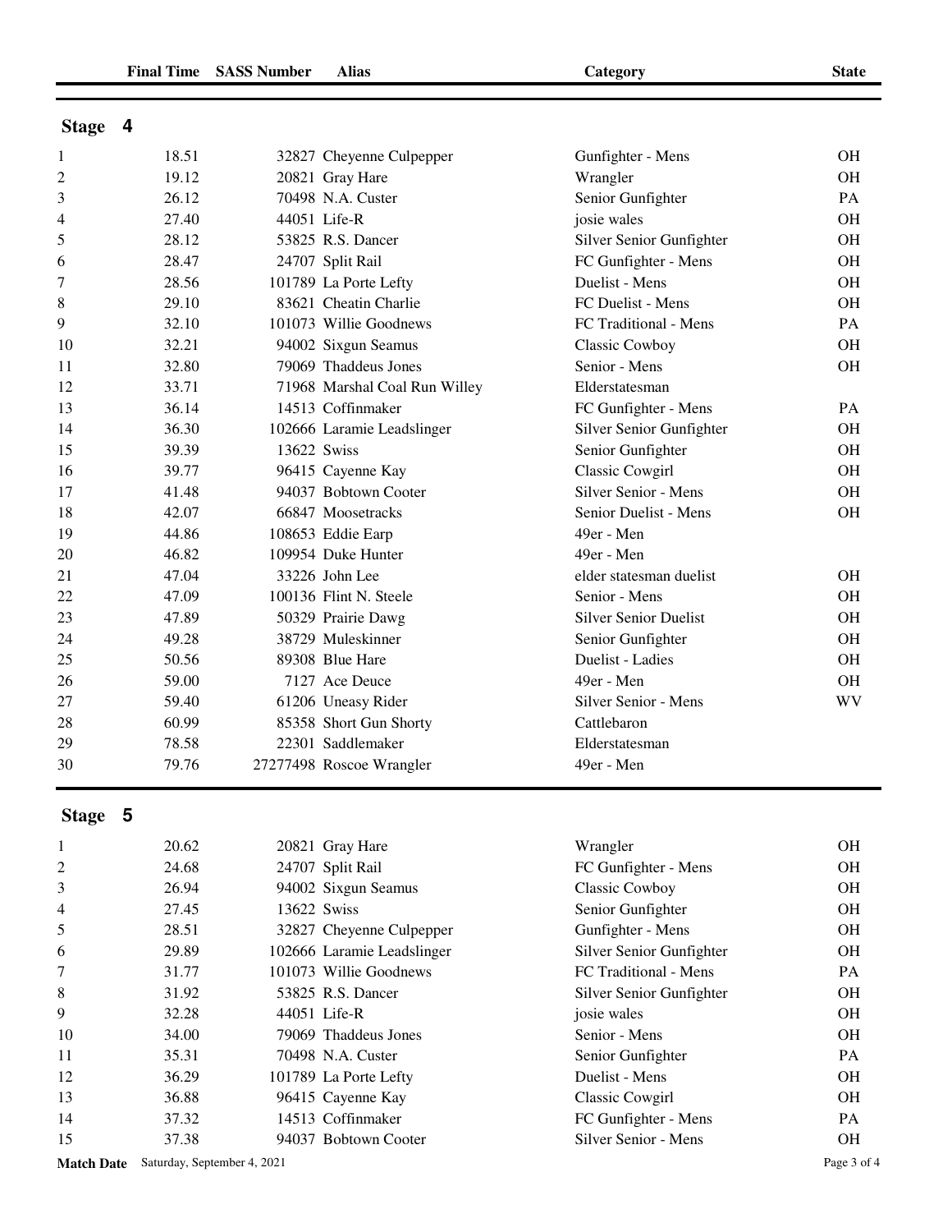| | Final Time | SASS Number | Alias | Category | State |
|---|---|---|---|---|---|

## Stage 4

| | Final Time | SASS Number | Alias | Category | State |
|---|---|---|---|---|---|
| 1 | 18.51 | 32827 | Cheyenne Culpepper | Gunfighter - Mens | OH |
| 2 | 19.12 | 20821 | Gray Hare | Wrangler | OH |
| 3 | 26.12 | 70498 | N.A. Custer | Senior Gunfighter | PA |
| 4 | 27.40 | 44051 | Life-R | josie wales | OH |
| 5 | 28.12 | 53825 | R.S. Dancer | Silver Senior Gunfighter | OH |
| 6 | 28.47 | 24707 | Split Rail | FC Gunfighter - Mens | OH |
| 7 | 28.56 | 101789 | La Porte Lefty | Duelist - Mens | OH |
| 8 | 29.10 | 83621 | Cheatin Charlie | FC Duelist - Mens | OH |
| 9 | 32.10 | 101073 | Willie Goodnews | FC Traditional - Mens | PA |
| 10 | 32.21 | 94002 | Sixgun Seamus | Classic Cowboy | OH |
| 11 | 32.80 | 79069 | Thaddeus Jones | Senior - Mens | OH |
| 12 | 33.71 | 71968 | Marshal Coal Run Willey | Elderstatesman | |
| 13 | 36.14 | 14513 | Coffinmaker | FC Gunfighter - Mens | PA |
| 14 | 36.30 | 102666 | Laramie Leadslinger | Silver Senior Gunfighter | OH |
| 15 | 39.39 | 13622 | Swiss | Senior Gunfighter | OH |
| 16 | 39.77 | 96415 | Cayenne Kay | Classic Cowgirl | OH |
| 17 | 41.48 | 94037 | Bobtown Cooter | Silver Senior - Mens | OH |
| 18 | 42.07 | 66847 | Moosetracks | Senior Duelist - Mens | OH |
| 19 | 44.86 | 108653 | Eddie Earp | 49er - Men | |
| 20 | 46.82 | 109954 | Duke Hunter | 49er - Men | |
| 21 | 47.04 | 33226 | John Lee | elder statesman duelist | OH |
| 22 | 47.09 | 100136 | Flint N. Steele | Senior - Mens | OH |
| 23 | 47.89 | 50329 | Prairie Dawg | Silver Senior Duelist | OH |
| 24 | 49.28 | 38729 | Muleskinner | Senior Gunfighter | OH |
| 25 | 50.56 | 89308 | Blue Hare | Duelist - Ladies | OH |
| 26 | 59.00 | 7127 | Ace Deuce | 49er - Men | OH |
| 27 | 59.40 | 61206 | Uneasy Rider | Silver Senior - Mens | WV |
| 28 | 60.99 | 85358 | Short Gun Shorty | Cattlebaron | |
| 29 | 78.58 | 22301 | Saddlemaker | Elderstatesman | |
| 30 | 79.76 | 27277498 | Roscoe Wrangler | 49er - Men | |

## Stage 5

| | Final Time | SASS Number | Alias | Category | State |
|---|---|---|---|---|---|
| 1 | 20.62 | 20821 | Gray Hare | Wrangler | OH |
| 2 | 24.68 | 24707 | Split Rail | FC Gunfighter - Mens | OH |
| 3 | 26.94 | 94002 | Sixgun Seamus | Classic Cowboy | OH |
| 4 | 27.45 | 13622 | Swiss | Senior Gunfighter | OH |
| 5 | 28.51 | 32827 | Cheyenne Culpepper | Gunfighter - Mens | OH |
| 6 | 29.89 | 102666 | Laramie Leadslinger | Silver Senior Gunfighter | OH |
| 7 | 31.77 | 101073 | Willie Goodnews | FC Traditional - Mens | PA |
| 8 | 31.92 | 53825 | R.S. Dancer | Silver Senior Gunfighter | OH |
| 9 | 32.28 | 44051 | Life-R | josie wales | OH |
| 10 | 34.00 | 79069 | Thaddeus Jones | Senior - Mens | OH |
| 11 | 35.31 | 70498 | N.A. Custer | Senior Gunfighter | PA |
| 12 | 36.29 | 101789 | La Porte Lefty | Duelist - Mens | OH |
| 13 | 36.88 | 96415 | Cayenne Kay | Classic Cowgirl | OH |
| 14 | 37.32 | 14513 | Coffinmaker | FC Gunfighter - Mens | PA |
| 15 | 37.38 | 94037 | Bobtown Cooter | Silver Senior - Mens | OH |

**Match Date** Saturday, September 4, 2021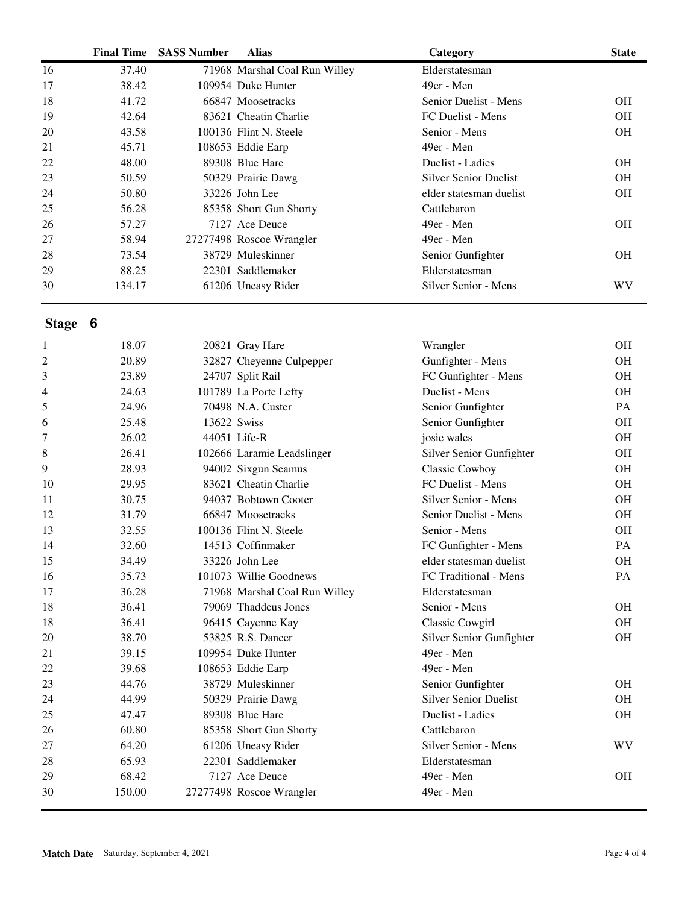| | Final Time | SASS Number | Alias | Category | State |
|---|---|---|---|---|---|
| 16 | 37.40 | 71968 | Marshal Coal Run Willey | Elderstatesman | |
| 17 | 38.42 | 109954 | Duke Hunter | 49er - Men | |
| 18 | 41.72 | 66847 | Moosetracks | Senior Duelist - Mens | OH |
| 19 | 42.64 | 83621 | Cheatin Charlie | FC Duelist - Mens | OH |
| 20 | 43.58 | 100136 | Flint N. Steele | Senior - Mens | OH |
| 21 | 45.71 | 108653 | Eddie Earp | 49er - Men | |
| 22 | 48.00 | 89308 | Blue Hare | Duelist - Ladies | OH |
| 23 | 50.59 | 50329 | Prairie Dawg | Silver Senior Duelist | OH |
| 24 | 50.80 | 33226 | John Lee | elder statesman duelist | OH |
| 25 | 56.28 | 85358 | Short Gun Shorty | Cattlebaron | |
| 26 | 57.27 | 7127 | Ace Deuce | 49er - Men | OH |
| 27 | 58.94 | 27277498 | Roscoe Wrangler | 49er - Men | |
| 28 | 73.54 | 38729 | Muleskinner | Senior Gunfighter | OH |
| 29 | 88.25 | 22301 | Saddlemaker | Elderstatesman | |
| 30 | 134.17 | 61206 | Uneasy Rider | Silver Senior - Mens | WV |

## Stage 6

| | Final Time | SASS Number | Alias | Category | State |
|---|---|---|---|---|---|
| 1 | 18.07 | 20821 | Gray Hare | Wrangler | OH |
| 2 | 20.89 | 32827 | Cheyenne Culpepper | Gunfighter - Mens | OH |
| 3 | 23.89 | 24707 | Split Rail | FC Gunfighter - Mens | OH |
| 4 | 24.63 | 101789 | La Porte Lefty | Duelist - Mens | OH |
| 5 | 24.96 | 70498 | N.A. Custer | Senior Gunfighter | PA |
| 6 | 25.48 | 13622 | Swiss | Senior Gunfighter | OH |
| 7 | 26.02 | 44051 | Life-R | josie wales | OH |
| 8 | 26.41 | 102666 | Laramie Leadslinger | Silver Senior Gunfighter | OH |
| 9 | 28.93 | 94002 | Sixgun Seamus | Classic Cowboy | OH |
| 10 | 29.95 | 83621 | Cheatin Charlie | FC Duelist - Mens | OH |
| 11 | 30.75 | 94037 | Bobtown Cooter | Silver Senior - Mens | OH |
| 12 | 31.79 | 66847 | Moosetracks | Senior Duelist - Mens | OH |
| 13 | 32.55 | 100136 | Flint N. Steele | Senior - Mens | OH |
| 14 | 32.60 | 14513 | Coffinmaker | FC Gunfighter - Mens | PA |
| 15 | 34.49 | 33226 | John Lee | elder statesman duelist | OH |
| 16 | 35.73 | 101073 | Willie Goodnews | FC Traditional - Mens | PA |
| 17 | 36.28 | 71968 | Marshal Coal Run Willey | Elderstatesman | |
| 18 | 36.41 | 79069 | Thaddeus Jones | Senior - Mens | OH |
| 18 | 36.41 | 96415 | Cayenne Kay | Classic Cowgirl | OH |
| 20 | 38.70 | 53825 | R.S. Dancer | Silver Senior Gunfighter | OH |
| 21 | 39.15 | 109954 | Duke Hunter | 49er - Men | |
| 22 | 39.68 | 108653 | Eddie Earp | 49er - Men | |
| 23 | 44.76 | 38729 | Muleskinner | Senior Gunfighter | OH |
| 24 | 44.99 | 50329 | Prairie Dawg | Silver Senior Duelist | OH |
| 25 | 47.47 | 89308 | Blue Hare | Duelist - Ladies | OH |
| 26 | 60.80 | 85358 | Short Gun Shorty | Cattlebaron | |
| 27 | 64.20 | 61206 | Uneasy Rider | Silver Senior - Mens | WV |
| 28 | 65.93 | 22301 | Saddlemaker | Elderstatesman | |
| 29 | 68.42 | 7127 | Ace Deuce | 49er - Men | OH |
| 30 | 150.00 | 27277498 | Roscoe Wrangler | 49er - Men | |

**Match Date** Saturday, September 4, 2021